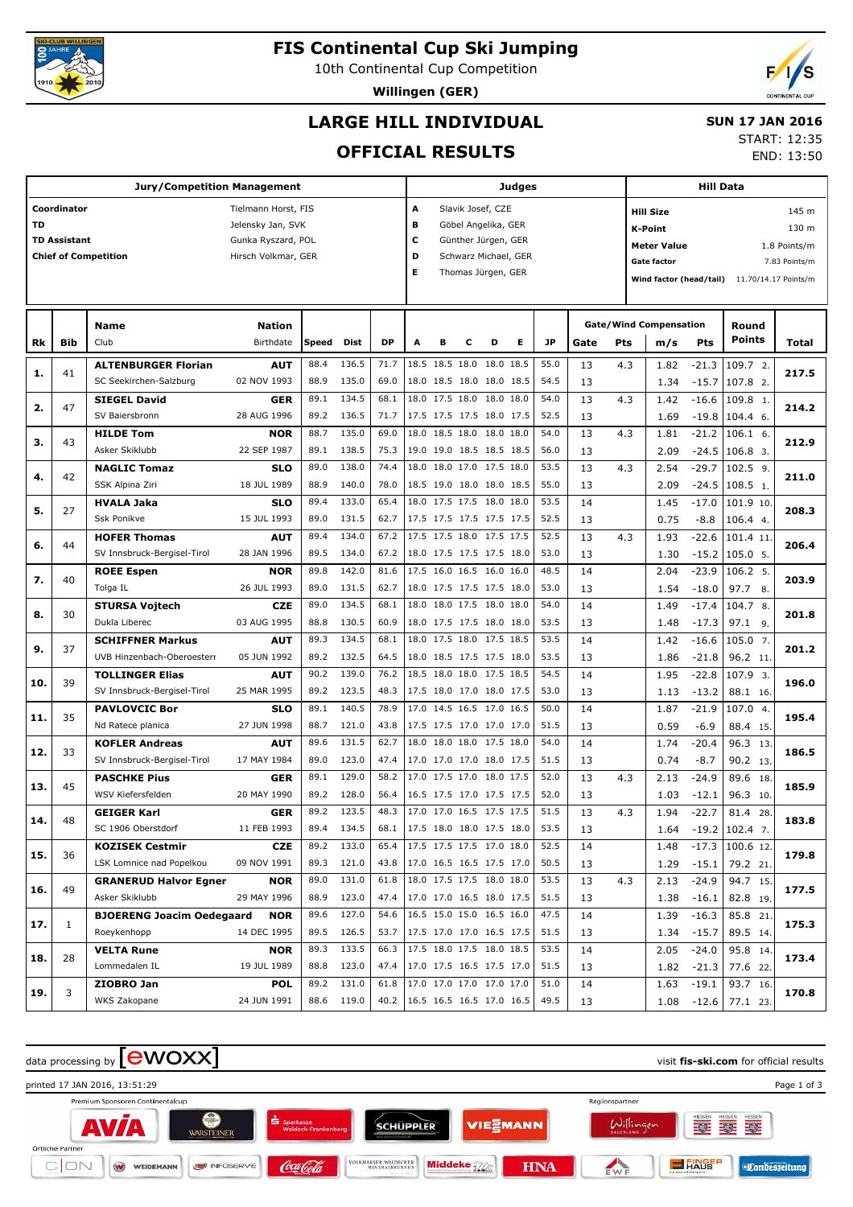# FIS Continental Cup Ski Jumping

10th Continental Cup Competition

**Willingen (GER)**

## LARGE HILL INDIVIDUAL

## OFFICIAL RESULTS

**SUN 17 JAN 2016**

START: 12:35

END: 13:50

| Jury/Competition Management | | Judges | | Hill Data | |
|---|---|---|---|---|---|
| **Coordinator** | Tielmann Horst, FIS | A | Slavik Josef, CZE | **Hill Size** | 145 m |
| **TD** | Jelensky Jan, SVK | B | Göbel Angelika, GER | **K-Point** | 130 m |
| **TD Assistant** | Gunka Ryszard, POL | C | Günther Jürgen, GER | **Meter Value** | 1.8 Points/m |
| **Chief of Competition** | Hirsch Volkmar, GER | D | Schwarz Michael, GER | **Gate factor** | 7.83 Points/m |
| | | E | Thomas Jürgen, GER | **Wind factor (head/tail)** | 11.70/14.17 Points/m |

| Rk | Bib | Name / Club | Nation / Birthdate | Speed | Dist | DP | A | B | C | D | E | JP | Gate | Pts | m/s | Pts | Round Points | Total |
|---|---|---|---|---|---|---|---|---|---|---|---|---|---|---|---|---|---|---|
| 1. | 41 | **ALTENBURGER Florian** | **AUT** | 88.4 | 136.5 | 71.7 | 18.5 | 18.5 | 18.0 | 18.0 | 18.5 | 55.0 | 13 | 4.3 | 1.82 | -21.3 | 109.7 2. | **217.5** |
| | | SC Seekirchen-Salzburg | 02 NOV 1993 | 88.9 | 135.0 | 69.0 | 18.0 | 18.5 | 18.0 | 18.0 | 18.5 | 54.5 | 13 | | 1.34 | -15.7 | 107.8 2. | |
| 2. | 47 | **SIEGEL David** | **GER** | 89.1 | 134.5 | 68.1 | 18.0 | 17.5 | 18.0 | 18.0 | 18.0 | 54.0 | 13 | 4.3 | 1.42 | -16.6 | 109.8 1. | **214.2** |
| | | SV Baiersbronn | 28 AUG 1996 | 89.2 | 136.5 | 71.7 | 17.5 | 17.5 | 17.5 | 18.0 | 17.5 | 52.5 | 13 | | 1.69 | -19.8 | 104.4 6. | |
| 3. | 43 | **HILDE Tom** | **NOR** | 88.7 | 135.0 | 69.0 | 18.0 | 18.5 | 18.0 | 18.0 | 18.0 | 54.0 | 13 | 4.3 | 1.81 | -21.2 | 106.1 6. | **212.9** |
| | | Asker Skiklubb | 22 SEP 1987 | 89.1 | 138.5 | 75.3 | 19.0 | 19.0 | 18.5 | 18.5 | 18.5 | 56.0 | 13 | | 2.09 | -24.5 | 106.8 3. | |
| 4. | 42 | **NAGLIC Tomaz** | **SLO** | 89.0 | 138.0 | 74.4 | 18.0 | 18.0 | 17.0 | 17.5 | 18.0 | 53.5 | 13 | 4.3 | 2.54 | -29.7 | 102.5 9. | **211.0** |
| | | SSK Alpina Ziri | 18 JUL 1989 | 88.9 | 140.0 | 78.0 | 18.5 | 19.0 | 18.0 | 18.0 | 18.5 | 55.0 | 13 | | 2.09 | -24.5 | 108.5 1. | |
| 5. | 27 | **HVALA Jaka** | **SLO** | 89.4 | 133.0 | 65.4 | 18.0 | 17.5 | 17.5 | 18.0 | 18.0 | 53.5 | 14 | | 1.45 | -17.0 | 101.9 10. | **208.3** |
| | | Ssk Ponikve | 15 JUL 1993 | 89.0 | 131.5 | 62.7 | 17.5 | 17.5 | 17.5 | 17.5 | 17.5 | 52.5 | 13 | | 0.75 | -8.8 | 106.4 4. | |
| 6. | 44 | **HOFER Thomas** | **AUT** | 89.4 | 134.0 | 67.2 | 17.5 | 17.5 | 18.0 | 17.5 | 17.5 | 52.5 | 13 | 4.3 | 1.93 | -22.6 | 101.4 11. | **206.4** |
| | | SV Innsbruck-Bergisel-Tirol | 28 JAN 1996 | 89.5 | 134.0 | 67.2 | 18.0 | 17.5 | 17.5 | 17.5 | 18.0 | 53.0 | 13 | | 1.30 | -15.2 | 105.0 5. | |
| 7. | 40 | **ROEE Espen** | **NOR** | 89.8 | 142.0 | 81.6 | 17.5 | 16.0 | 16.5 | 16.0 | 16.0 | 48.5 | 14 | | 2.04 | -23.9 | 106.2 5. | **203.9** |
| | | Tolga IL | 26 JUL 1993 | 89.0 | 131.5 | 62.7 | 18.0 | 17.5 | 17.5 | 17.5 | 18.0 | 53.0 | 13 | | 1.54 | -18.0 | 97.7 8. | |
| 8. | 30 | **STURSA Vojtech** | **CZE** | 89.0 | 134.5 | 68.1 | 18.0 | 18.0 | 17.5 | 18.0 | 18.0 | 54.0 | 14 | | 1.49 | -17.4 | 104.7 8. | **201.8** |
| | | Dukla Liberec | 03 AUG 1995 | 88.8 | 130.5 | 60.9 | 18.0 | 17.5 | 17.5 | 18.0 | 18.0 | 53.5 | 13 | | 1.48 | -17.3 | 97.1 9. | |
| 9. | 37 | **SCHIFFNER Markus** | **AUT** | 89.3 | 134.5 | 68.1 | 18.0 | 17.5 | 18.0 | 17.5 | 18.5 | 53.5 | 14 | | 1.42 | -16.6 | 105.0 7. | **201.2** |
| | | UVB Hinzenbach-Oberoesterr | 05 JUN 1992 | 89.2 | 132.5 | 64.5 | 18.0 | 18.5 | 17.5 | 17.5 | 18.0 | 53.5 | 13 | | 1.86 | -21.8 | 96.2 11. | |
| 10. | 39 | **TOLLINGER Elias** | **AUT** | 90.2 | 139.0 | 76.2 | 18.5 | 18.0 | 18.0 | 17.5 | 18.5 | 54.5 | 14 | | 1.95 | -22.8 | 107.9 3. | **196.0** |
| | | SV Innsbruck-Bergisel-Tirol | 25 MAR 1995 | 89.2 | 123.5 | 48.3 | 17.5 | 18.0 | 17.0 | 18.0 | 17.5 | 53.0 | 13 | | 1.13 | -13.2 | 88.1 16. | |
| 11. | 35 | **PAVLOVCIC Bor** | **SLO** | 89.1 | 140.5 | 78.9 | 17.0 | 14.5 | 16.5 | 17.0 | 16.5 | 50.0 | 14 | | 1.87 | -21.9 | 107.0 4. | **195.4** |
| | | Nd Ratece planica | 27 JUN 1998 | 88.7 | 121.0 | 43.8 | 17.5 | 17.5 | 17.0 | 17.0 | 17.0 | 51.5 | 13 | | 0.59 | -6.9 | 88.4 15. | |
| 12. | 33 | **KOFLER Andreas** | **AUT** | 89.6 | 131.5 | 62.7 | 18.0 | 18.0 | 18.0 | 17.5 | 18.0 | 54.0 | 14 | | 1.74 | -20.4 | 96.3 13. | **186.5** |
| | | SV Innsbruck-Bergisel-Tirol | 17 MAY 1984 | 89.0 | 123.0 | 47.4 | 17.0 | 17.0 | 17.0 | 18.0 | 17.5 | 51.5 | 13 | | 0.74 | -8.7 | 90.2 13. | |
| 13. | 45 | **PASCHKE Pius** | **GER** | 89.1 | 129.0 | 58.2 | 17.0 | 17.5 | 17.0 | 18.0 | 17.5 | 52.0 | 13 | 4.3 | 2.13 | -24.9 | 89.6 18. | **185.9** |
| | | WSV Kiefersfelden | 20 MAY 1990 | 89.2 | 128.0 | 56.4 | 16.5 | 17.5 | 17.0 | 17.5 | 17.5 | 52.0 | 13 | | 1.03 | -12.1 | 96.3 10. | |
| 14. | 48 | **GEIGER Karl** | **GER** | 89.2 | 123.5 | 48.3 | 17.0 | 17.0 | 16.5 | 17.5 | 17.5 | 51.5 | 13 | 4.3 | 1.94 | -22.7 | 81.4 28. | **183.8** |
| | | SC 1906 Oberstdorf | 11 FEB 1993 | 89.4 | 134.5 | 68.1 | 17.5 | 18.0 | 18.0 | 17.5 | 18.0 | 53.5 | 13 | | 1.64 | -19.2 | 102.4 7. | |
| 15. | 36 | **KOZISEK Cestmir** | **CZE** | 89.2 | 133.0 | 65.4 | 17.5 | 17.5 | 17.5 | 17.0 | 18.0 | 52.5 | 14 | | 1.48 | -17.3 | 100.6 12. | **179.8** |
| | | LSK Lomnice nad Popelkou | 09 NOV 1991 | 89.3 | 121.0 | 43.8 | 17.0 | 16.5 | 16.5 | 17.5 | 17.0 | 50.5 | 13 | | 1.29 | -15.1 | 79.2 21. | |
| 16. | 49 | **GRANERUD Halvor Egner** | **NOR** | 89.0 | 131.0 | 61.8 | 18.0 | 17.5 | 17.5 | 18.0 | 18.0 | 53.5 | 13 | 4.3 | 2.13 | -24.9 | 94.7 15. | **177.5** |
| | | Asker Skiklubb | 29 MAY 1996 | 88.9 | 123.0 | 47.4 | 17.0 | 17.0 | 16.5 | 18.0 | 17.5 | 51.5 | 13 | | 1.38 | -16.1 | 82.8 19. | |
| 17. | 1 | **BJOERENG Joacim Oedegaard** | **NOR** | 89.6 | 127.0 | 54.6 | 16.5 | 15.0 | 15.0 | 16.5 | 16.0 | 47.5 | 14 | | 1.39 | -16.3 | 85.8 21. | **175.3** |
| | | Roeykenhopp | 14 DEC 1995 | 89.5 | 126.5 | 53.7 | 17.5 | 17.0 | 17.0 | 16.5 | 17.5 | 51.5 | 13 | | 1.34 | -15.7 | 89.5 14. | |
| 18. | 28 | **VELTA Rune** | **NOR** | 89.3 | 133.5 | 66.3 | 17.5 | 18.0 | 17.5 | 18.0 | 18.5 | 53.5 | 14 | | 2.05 | -24.0 | 95.8 14. | **173.4** |
| | | Lommedalen IL | 19 JUL 1989 | 88.8 | 123.0 | 47.4 | 17.0 | 17.5 | 16.5 | 17.5 | 17.0 | 51.5 | 13 | | 1.82 | -21.3 | 77.6 22. | |
| 19. | 3 | **ZIOBRO Jan** | **POL** | 89.2 | 131.0 | 61.8 | 17.0 | 17.0 | 17.0 | 17.0 | 17.0 | 51.0 | 14 | | 1.63 | -19.1 | 93.7 16. | **170.8** |
| | | WKS Zakopane | 24 JUN 1991 | 88.6 | 119.0 | 40.2 | 16.5 | 16.5 | 16.5 | 17.0 | 16.5 | 49.5 | 13 | | 1.08 | -12.6 | 77.1 23. | |

data processing by ewoxx — visit **fis-ski.com** for official results

printed 17 JAN 2016, 13:51:29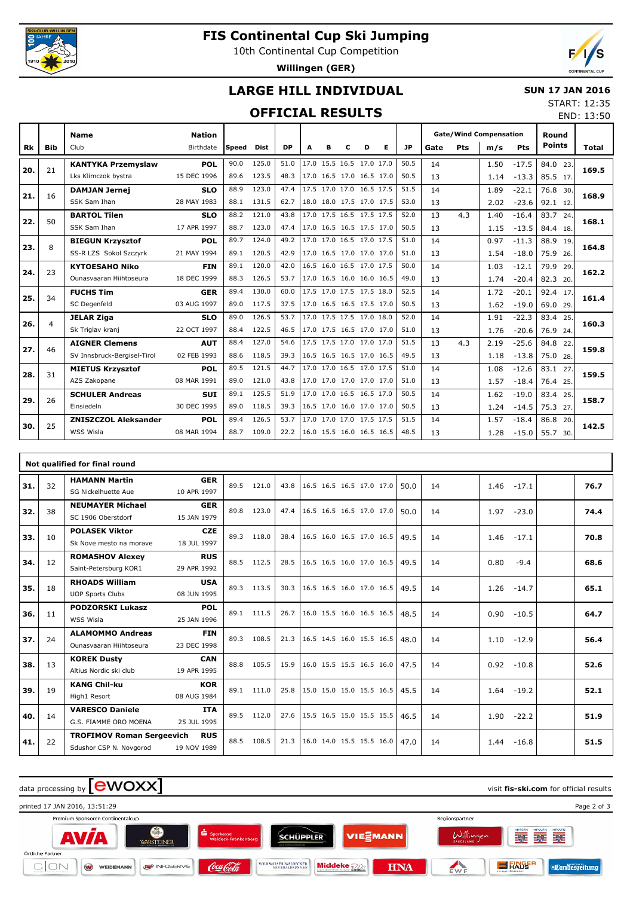# FIS Continental Cup Ski Jumping

10th Continental Cup Competition

**Willingen (GER)**

## LARGE HILL INDIVIDUAL

## OFFICIAL RESULTS

**SUN 17 JAN 2016**

START: 12:35

END: 13:50

| Rk | Bib | Name / Club | Nation / Birthdate | Speed | Dist | DP | A | B | C | D | E | JP | Gate | Pts | m/s | Pts | Round Points | Total |
|---|---|---|---|---|---|---|---|---|---|---|---|---|---|---|---|---|---|---|
| 20. | 21 | **KANTYKA Przemyslaw** | **POL** | 90.0 | 125.0 | 51.0 | 17.0 | 15.5 | 16.5 | 17.0 | 17.0 | 50.5 | 14 | | 1.50 | -17.5 | 84.0 23. | **169.5** |
| | | Lks Klimczok bystra | 15 DEC 1996 | 89.6 | 123.5 | 48.3 | 17.0 | 16.5 | 17.0 | 16.5 | 17.0 | 50.5 | 13 | | 1.14 | -13.3 | 85.5 17. | |
| 21. | 16 | **DAMJAN Jernej** | **SLO** | 88.9 | 123.0 | 47.4 | 17.5 | 17.0 | 17.0 | 16.5 | 17.5 | 51.5 | 14 | | 1.89 | -22.1 | 76.8 30. | **168.9** |
| | | SSK Sam Ihan | 28 MAY 1983 | 88.1 | 131.5 | 62.7 | 18.0 | 18.0 | 17.5 | 17.0 | 17.5 | 53.0 | 13 | | 2.02 | -23.6 | 92.1 12. | |
| 22. | 50 | **BARTOL Tilen** | **SLO** | 88.2 | 121.0 | 43.8 | 17.0 | 17.5 | 16.5 | 17.5 | 17.5 | 52.0 | 13 | 4.3 | 1.40 | -16.4 | 83.7 24. | **168.1** |
| | | SSK Sam Ihan | 17 APR 1997 | 88.7 | 123.0 | 47.4 | 17.0 | 16.5 | 16.5 | 17.5 | 17.0 | 50.5 | 13 | | 1.15 | -13.5 | 84.4 18. | |
| 23. | 8 | **BIEGUN Krzysztof** | **POL** | 89.7 | 124.0 | 49.2 | 17.0 | 17.0 | 16.5 | 17.0 | 17.5 | 51.0 | 14 | | 0.97 | -11.3 | 88.9 19. | **164.8** |
| | | SS-R LZS Sokol Szczyrk | 21 MAY 1994 | 89.1 | 120.5 | 42.9 | 17.0 | 16.5 | 17.0 | 17.0 | 17.0 | 51.0 | 13 | | 1.54 | -18.0 | 75.9 26. | |
| 24. | 23 | **KYTOESAHO Niko** | **FIN** | 89.1 | 120.0 | 42.0 | 16.5 | 16.0 | 16.5 | 17.0 | 17.5 | 50.0 | 14 | | 1.03 | -12.1 | 79.9 29. | **162.2** |
| | | Ounasvaaran Hiihtoseura | 18 DEC 1999 | 88.3 | 126.5 | 53.7 | 17.0 | 16.5 | 16.0 | 16.0 | 16.5 | 49.0 | 13 | | 1.74 | -20.4 | 82.3 20. | |
| 25. | 34 | **FUCHS Tim** | **GER** | 89.4 | 130.0 | 60.0 | 17.5 | 17.0 | 17.5 | 17.5 | 18.0 | 52.5 | 14 | | 1.72 | -20.1 | 92.4 17. | **161.4** |
| | | SC Degenfeld | 03 AUG 1997 | 89.0 | 117.5 | 37.5 | 17.0 | 16.5 | 16.5 | 17.5 | 17.0 | 50.5 | 13 | | 1.62 | -19.0 | 69.0 29. | |
| 26. | 4 | **JELAR Ziga** | **SLO** | 89.0 | 126.5 | 53.7 | 17.0 | 17.5 | 17.5 | 17.0 | 18.0 | 52.0 | 14 | | 1.91 | -22.3 | 83.4 25. | **160.3** |
| | | Sk Triglav kranj | 22 OCT 1997 | 88.4 | 122.5 | 46.5 | 17.0 | 17.5 | 16.5 | 17.0 | 17.0 | 51.0 | 13 | | 1.76 | -20.6 | 76.9 24. | |
| 27. | 46 | **AIGNER Clemens** | **AUT** | 88.4 | 127.0 | 54.6 | 17.5 | 17.5 | 17.0 | 17.0 | 17.0 | 51.5 | 13 | 4.3 | 2.19 | -25.6 | 84.8 22. | **159.8** |
| | | SV Innsbruck-Bergisel-Tirol | 02 FEB 1993 | 88.6 | 118.5 | 39.3 | 16.5 | 16.5 | 16.5 | 17.0 | 16.5 | 49.5 | 13 | | 1.18 | -13.8 | 75.0 28. | |
| 28. | 31 | **MIETUS Krzysztof** | **POL** | 89.5 | 121.5 | 44.7 | 17.0 | 17.0 | 16.5 | 17.0 | 17.5 | 51.0 | 14 | | 1.08 | -12.6 | 83.1 27. | **159.5** |
| | | AZS Zakopane | 08 MAR 1991 | 89.0 | 121.0 | 43.8 | 17.0 | 17.0 | 17.0 | 17.0 | 17.0 | 51.0 | 13 | | 1.57 | -18.4 | 76.4 25. | |
| 29. | 26 | **SCHULER Andreas** | **SUI** | 89.1 | 125.5 | 51.9 | 17.0 | 17.0 | 16.5 | 16.5 | 17.0 | 50.5 | 14 | | 1.62 | -19.0 | 83.4 25. | **158.7** |
| | | Einsiedeln | 30 DEC 1995 | 89.0 | 118.5 | 39.3 | 16.5 | 17.0 | 16.0 | 17.0 | 17.0 | 50.5 | 13 | | 1.24 | -14.5 | 75.3 27. | |
| 30. | 25 | **ZNISZCZOL Aleksander** | **POL** | 89.4 | 126.5 | 53.7 | 17.0 | 17.0 | 17.0 | 17.5 | 17.5 | 51.5 | 14 | | 1.57 | -18.4 | 86.8 20. | **142.5** |
| | | WSS Wisla | 08 MAR 1994 | 88.7 | 109.0 | 22.2 | 16.0 | 15.5 | 16.0 | 16.5 | 16.5 | 48.5 | 13 | | 1.28 | -15.0 | 55.7 30. | |

### Not qualified for final round

| Rk | Bib | Name / Club | Nation / Birthdate | Speed | Dist | DP | A | B | C | D | E | JP | Gate | Pts | m/s | Pts | Round Points | Total |
|---|---|---|---|---|---|---|---|---|---|---|---|---|---|---|---|---|---|---|
| 31. | 32 | **HAMANN Martin** / SG Nickelhuette Aue | **GER** / 10 APR 1997 | 89.5 | 121.0 | 43.8 | 16.5 | 16.5 | 16.5 | 17.0 | 17.0 | 50.0 | 14 | | 1.46 | -17.1 | | **76.7** |
| 32. | 38 | **NEUMAYER Michael** / SC 1906 Oberstdorf | **GER** / 15 JAN 1979 | 89.8 | 123.0 | 47.4 | 16.5 | 16.5 | 16.5 | 17.0 | 17.0 | 50.0 | 14 | | 1.97 | -23.0 | | **74.4** |
| 33. | 10 | **POLASEK Viktor** / Sk Nove mesto na morave | **CZE** / 18 JUL 1997 | 89.3 | 118.0 | 38.4 | 16.5 | 16.0 | 16.5 | 17.0 | 16.5 | 49.5 | 14 | | 1.46 | -17.1 | | **70.8** |
| 34. | 12 | **ROMASHOV Alexey** / Saint-Petersburg KOR1 | **RUS** / 29 APR 1992 | 88.5 | 112.5 | 28.5 | 16.5 | 16.5 | 16.0 | 17.0 | 16.5 | 49.5 | 14 | | 0.80 | -9.4 | | **68.6** |
| 35. | 18 | **RHOADS William** / UOP Sports Clubs | **USA** / 08 JUN 1995 | 89.3 | 113.5 | 30.3 | 16.5 | 16.5 | 16.0 | 17.0 | 16.5 | 49.5 | 14 | | 1.26 | -14.7 | | **65.1** |
| 36. | 11 | **PODZORSKI Lukasz** / WSS Wisla | **POL** / 25 JAN 1996 | 89.1 | 111.5 | 26.7 | 16.0 | 15.5 | 16.0 | 16.5 | 16.5 | 48.5 | 14 | | 0.90 | -10.5 | | **64.7** |
| 37. | 24 | **ALAMOMMO Andreas** / Ounasvaaran Hiihtoseura | **FIN** / 23 DEC 1998 | 89.3 | 108.5 | 21.3 | 16.5 | 14.5 | 16.0 | 15.5 | 16.5 | 48.0 | 14 | | 1.10 | -12.9 | | **56.4** |
| 38. | 13 | **KOREK Dusty** / Altius Nordic ski club | **CAN** / 19 APR 1995 | 88.8 | 105.5 | 15.9 | 16.0 | 15.5 | 15.5 | 16.5 | 16.0 | 47.5 | 14 | | 0.92 | -10.8 | | **52.6** |
| 39. | 19 | **KANG Chil-ku** / High1 Resort | **KOR** / 08 AUG 1984 | 89.1 | 111.0 | 25.8 | 15.0 | 15.0 | 15.0 | 15.5 | 16.5 | 45.5 | 14 | | 1.64 | -19.2 | | **52.1** |
| 40. | 14 | **VARESCO Daniele** / G.S. FIAMME ORO MOENA | **ITA** / 25 JUL 1995 | 89.5 | 112.0 | 27.6 | 15.5 | 16.5 | 15.0 | 15.5 | 15.5 | 46.5 | 14 | | 1.90 | -22.2 | | **51.9** |
| 41. | 22 | **TROFIMOV Roman Sergeevich** / Sdushor CSP N. Novgorod | **RUS** / 19 NOV 1989 | 88.5 | 108.5 | 21.3 | 16.0 | 14.0 | 15.5 | 15.5 | 16.0 | 47.0 | 14 | | 1.44 | -16.8 | | **51.5** |

data processing by ewoxx — visit **fis-ski.com** for official results

printed 17 JAN 2016, 13:51:29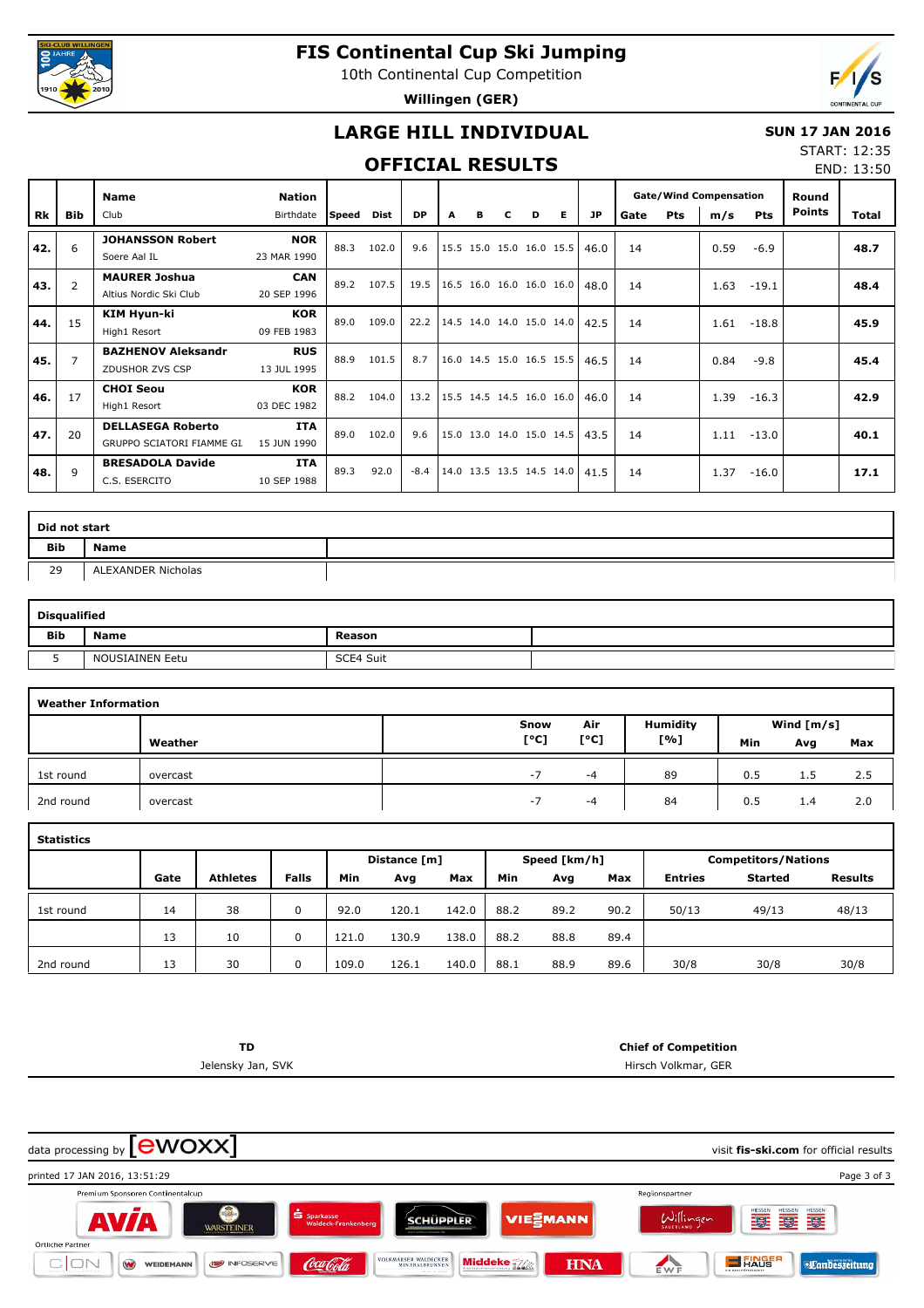# FIS Continental Cup Ski Jumping

10th Continental Cup Competition

**Willingen (GER)**

## LARGE HILL INDIVIDUAL

## OFFICIAL RESULTS

**SUN 17 JAN 2016**

START: 12:35

END: 13:50

| Rk | Bib | Name / Club | Nation / Birthdate | Speed | Dist | DP | A | B | C | D | E | JP | Gate | Pts | m/s | Pts | Round Points | Total |
|---|---|---|---|---|---|---|---|---|---|---|---|---|---|---|---|---|---|---|
| 42. | 6 | **JOHANSSON Robert** Soere Aal IL | **NOR** 23 MAR 1990 | 88.3 | 102.0 | 9.6 | 15.5 | 15.0 | 15.0 | 16.0 | 15.5 | 46.0 | 14 | | 0.59 | -6.9 | | **48.7** |
| 43. | 2 | **MAURER Joshua** Altius Nordic Ski Club | **CAN** 20 SEP 1996 | 89.2 | 107.5 | 19.5 | 16.5 | 16.0 | 16.0 | 16.0 | 16.0 | 48.0 | 14 | | 1.63 | -19.1 | | **48.4** |
| 44. | 15 | **KIM Hyun-ki** High1 Resort | **KOR** 09 FEB 1983 | 89.0 | 109.0 | 22.2 | 14.5 | 14.0 | 14.0 | 15.0 | 14.0 | 42.5 | 14 | | 1.61 | -18.8 | | **45.9** |
| 45. | 7 | **BAZHENOV Aleksandr** ZDUSHOR ZVS CSP | **RUS** 13 JUL 1995 | 88.9 | 101.5 | 8.7 | 16.0 | 14.5 | 15.0 | 16.5 | 15.5 | 46.5 | 14 | | 0.84 | -9.8 | | **45.4** |
| 46. | 17 | **CHOI Seou** High1 Resort | **KOR** 03 DEC 1982 | 88.2 | 104.0 | 13.2 | 15.5 | 14.5 | 14.5 | 16.0 | 16.0 | 46.0 | 14 | | 1.39 | -16.3 | | **42.9** |
| 47. | 20 | **DELLASEGA Roberto** GRUPPO SCIATORI FIAMME GI. | **ITA** 15 JUN 1990 | 89.0 | 102.0 | 9.6 | 15.0 | 13.0 | 14.0 | 15.0 | 14.5 | 43.5 | 14 | | 1.11 | -13.0 | | **40.1** |
| 48. | 9 | **BRESADOLA Davide** C.S. ESERCITO | **ITA** 10 SEP 1988 | 89.3 | 92.0 | -8.4 | 14.0 | 13.5 | 13.5 | 14.5 | 14.0 | 41.5 | 14 | | 1.37 | -16.0 | | **17.1** |

### Did not start

| Bib | Name |
|---|---|
| 29 | ALEXANDER Nicholas |

### Disqualified

| Bib | Name | Reason |
|---|---|---|
| 5 | NOUSIAINEN Eetu | SCE4 Suit |

### Weather Information

| | Weather | Snow [°C] | Air [°C] | Humidity [%] | Wind [m/s] Min | Avg | Max |
|---|---|---|---|---|---|---|---|
| 1st round | overcast | -7 | -4 | 89 | 0.5 | 1.5 | 2.5 |
| 2nd round | overcast | -7 | -4 | 84 | 0.5 | 1.4 | 2.0 |

### Statistics

| | Gate | Athletes | Falls | Distance [m] Min | Avg | Max | Speed [km/h] Min | Avg | Max | Competitors/Nations Entries | Started | Results |
|---|---|---|---|---|---|---|---|---|---|---|---|---|
| 1st round | 14 | 38 | 0 | 92.0 | 120.1 | 142.0 | 88.2 | 89.2 | 90.2 | 50/13 | 49/13 | 48/13 |
| | 13 | 10 | 0 | 121.0 | 130.9 | 138.0 | 88.2 | 88.8 | 89.4 | | | |
| 2nd round | 13 | 30 | 0 | 109.0 | 126.1 | 140.0 | 88.1 | 88.9 | 89.6 | 30/8 | 30/8 | 30/8 |

**TD**
Jelensky Jan, SVK

**Chief of Competition**
Hirsch Volkmar, GER

data processing by ewoxx — visit **fis-ski.com** for official results

printed 17 JAN 2016, 13:51:29